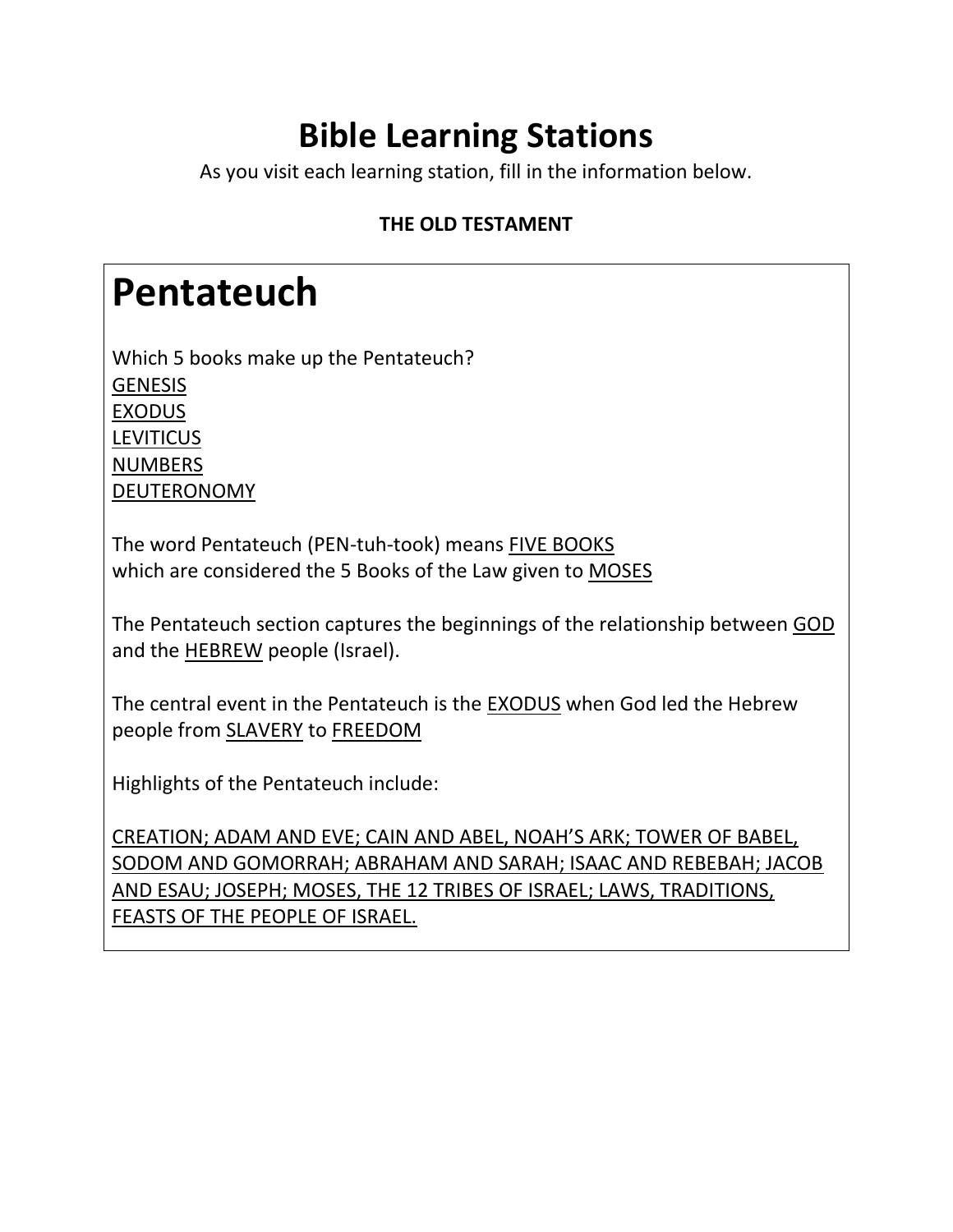# Bible Learning Stations

As you visit each learning station, fill in the information below.

**THE OLD TESTAMENT**

## Pentateuch

Which 5 books make up the Pentateuch?

<u>GENESIS</u>
<u>EXODUS</u>
<u>LEVITICUS</u>
<u>NUMBERS</u>
<u>DEUTERONOMY</u>

The word Pentateuch (PEN-tuh-took) means <u>FIVE BOOKS</u> which are considered the 5 Books of the Law given to <u>MOSES</u>

The Pentateuch section captures the beginnings of the relationship between <u>GOD</u> and the <u>HEBREW</u> people (Israel).

The central event in the Pentateuch is the <u>EXODUS</u> when God led the Hebrew people from <u>SLAVERY</u> to <u>FREEDOM</u>

Highlights of the Pentateuch include:

<u>CREATION; ADAM AND EVE; CAIN AND ABEL, NOAH'S ARK; TOWER OF BABEL, SODOM AND GOMORRAH; ABRAHAM AND SARAH; ISAAC AND REBEBAH; JACOB AND ESAU; JOSEPH; MOSES, THE 12 TRIBES OF ISRAEL; LAWS, TRADITIONS, FEASTS OF THE PEOPLE OF ISRAEL.</u>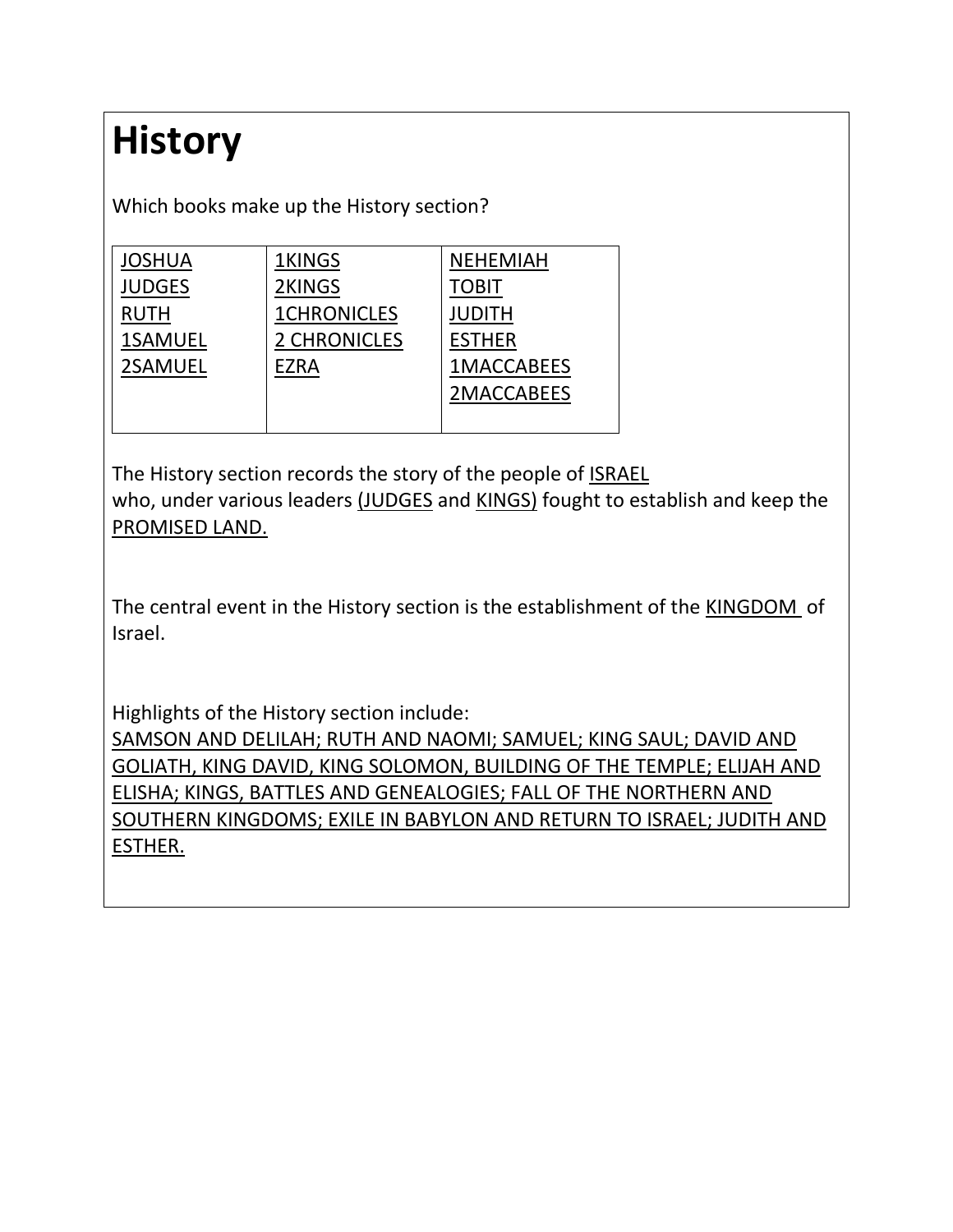# History

Which books make up the History section?

| | | |
|---|---|---|
| JOSHUA | 1KINGS | NEHEMIAH |
| JUDGES | 2KINGS | TOBIT |
| RUTH | 1CHRONICLES | JUDITH |
| 1SAMUEL | 2 CHRONICLES | ESTHER |
| 2SAMUEL | EZRA | 1MACCABEES |
| | | 2MACCABEES |

The History section records the story of the people of ISRAEL who, under various leaders (JUDGES and KINGS) fought to establish and keep the PROMISED LAND.

The central event in the History section is the establishment of the KINGDOM of Israel.

Highlights of the History section include:
SAMSON AND DELILAH; RUTH AND NAOMI; SAMUEL; KING SAUL; DAVID AND GOLIATH, KING DAVID, KING SOLOMON, BUILDING OF THE TEMPLE; ELIJAH AND ELISHA; KINGS, BATTLES AND GENEALOGIES; FALL OF THE NORTHERN AND SOUTHERN KINGDOMS; EXILE IN BABYLON AND RETURN TO ISRAEL; JUDITH AND ESTHER.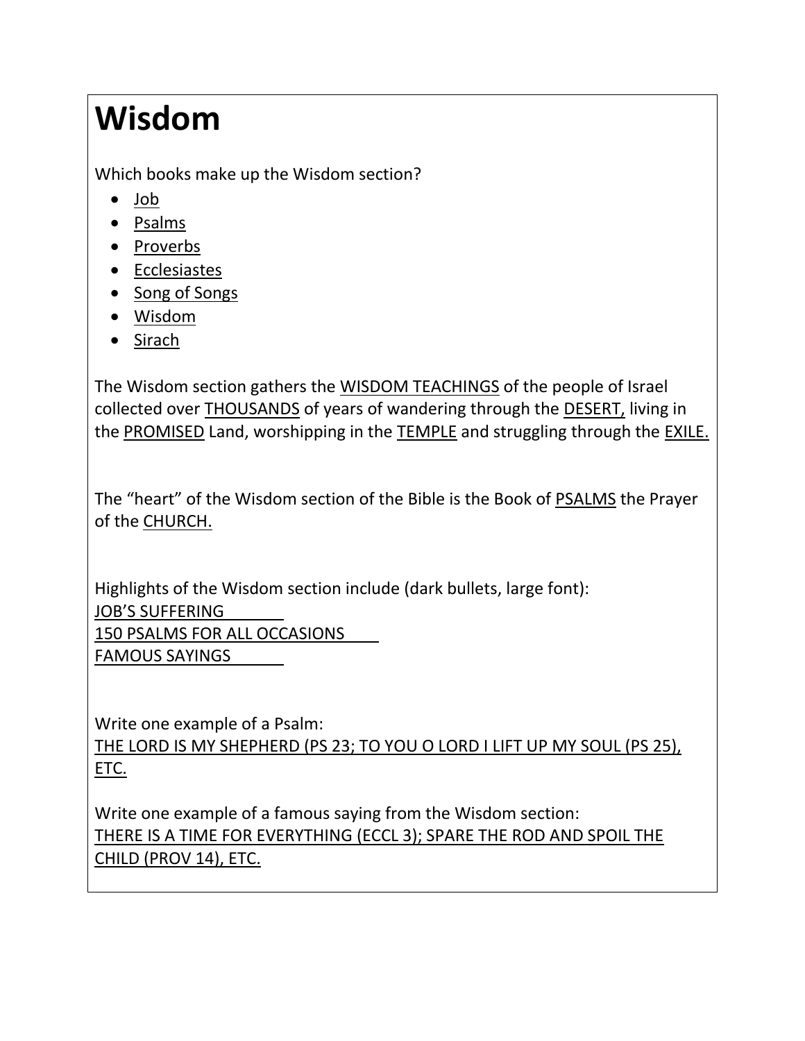# Wisdom

Which books make up the Wisdom section?

- <u>Job</u>
- <u>Psalms</u>
- <u>Proverbs</u>
- <u>Ecclesiastes</u>
- <u>Song of Songs</u>
- <u>Wisdom</u>
- <u>Sirach</u>

The Wisdom section gathers the <u>WISDOM TEACHINGS</u> of the people of Israel collected over <u>THOUSANDS</u> of years of wandering through the <u>DESERT,</u> living in the <u>PROMISED</u> Land, worshipping in the <u>TEMPLE</u> and struggling through the <u>EXILE.</u>

The "heart" of the Wisdom section of the Bible is the Book of <u>PSALMS</u> the Prayer of the <u>CHURCH.</u>

Highlights of the Wisdom section include (dark bullets, large font):
<u>JOB'S SUFFERING</u>
<u>150 PSALMS FOR ALL OCCASIONS</u>
<u>FAMOUS SAYINGS</u>

Write one example of a Psalm:
<u>THE LORD IS MY SHEPHERD (PS 23; TO YOU O LORD I LIFT UP MY SOUL (PS 25), ETC.</u>

Write one example of a famous saying from the Wisdom section:
<u>THERE IS A TIME FOR EVERYTHING (ECCL 3); SPARE THE ROD AND SPOIL THE CHILD (PROV 14), ETC.</u>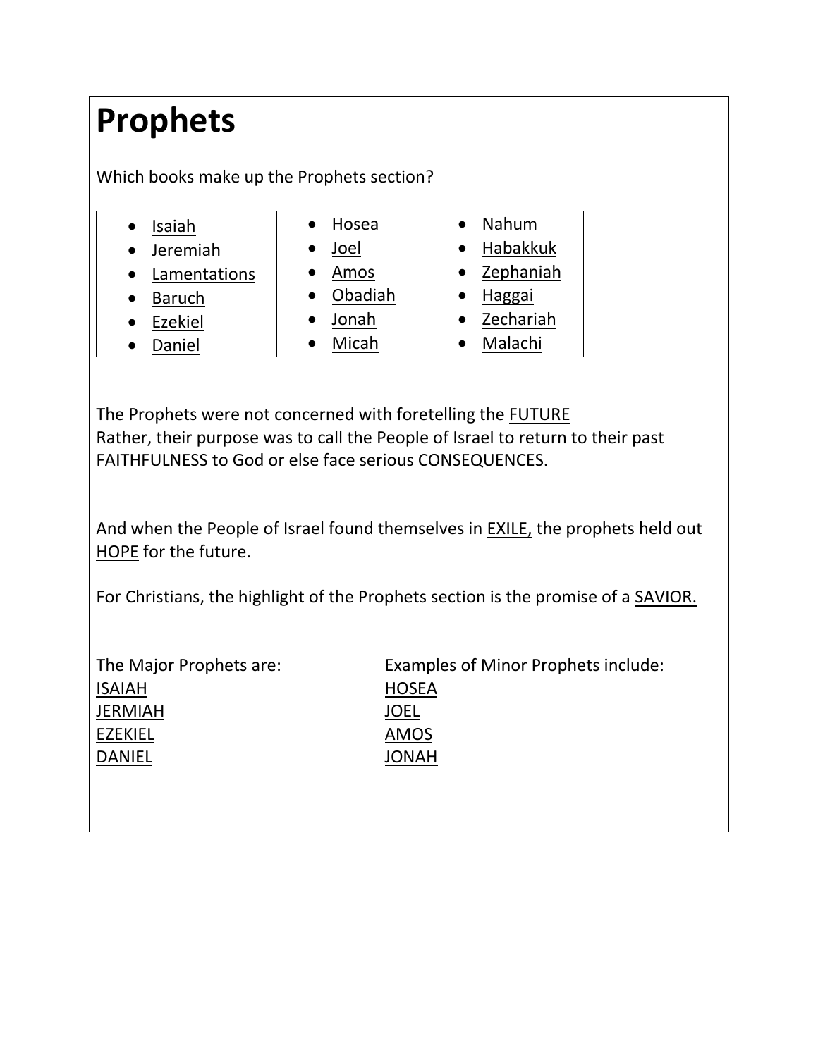# Prophets

Which books make up the Prophets section?

| | | |
|---|---|---|
| • Isaiah<br>• Jeremiah<br>• Lamentations<br>• Baruch<br>• Ezekiel<br>• Daniel | • Hosea<br>• Joel<br>• Amos<br>• Obadiah<br>• Jonah<br>• Micah | • Nahum<br>• Habakkuk<br>• Zephaniah<br>• Haggai<br>• Zechariah<br>• Malachi |

The Prophets were not concerned with foretelling the FUTURE
Rather, their purpose was to call the People of Israel to return to their past FAITHFULNESS to God or else face serious CONSEQUENCES.

And when the People of Israel found themselves in EXILE, the prophets held out HOPE for the future.

For Christians, the highlight of the Prophets section is the promise of a SAVIOR.

The Major Prophets are:
ISAIAH
JERMIAH
EZEKIEL
DANIEL

Examples of Minor Prophets include:
HOSEA
JOEL
AMOS
JONAH